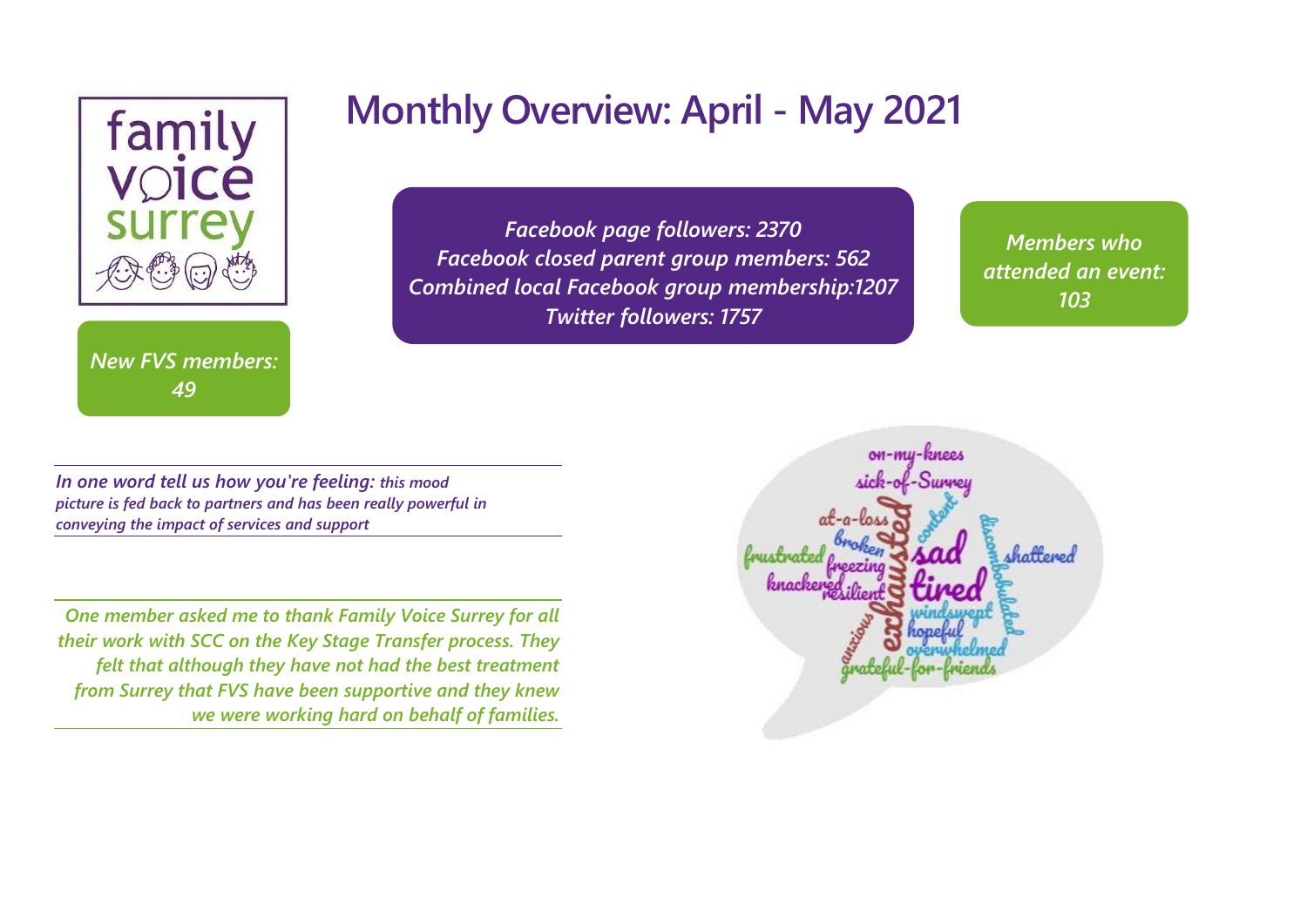# Monthly Overview: April - May 2021

*Facebook page followers: 2370*
*Facebook closed parent group members: 562*
*Combined local Facebook group membership:1207*
*Twitter followers: 1757*

*Members who attended an event: 103*

*New FVS members: 49*

***In one word tell us how you're feeling:*** ***this mood picture is fed back to partners and has been really powerful in conveying the impact of services and support***

*One member asked me to thank Family Voice Surrey for all their work with SCC on the Key Stage Transfer process. They felt that although they have not had the best treatment from Surrey that FVS have been supportive and they knew we were working hard on behalf of families.*

on-my-knees
sick-of-Surrey
at-a-loss
content
broken
frustrated
freezing
sad
discombobulated
shattered
knackered
resilient
tired
exhausted
windswept
anxious
hopeful
overwhelmed
grateful-for-friends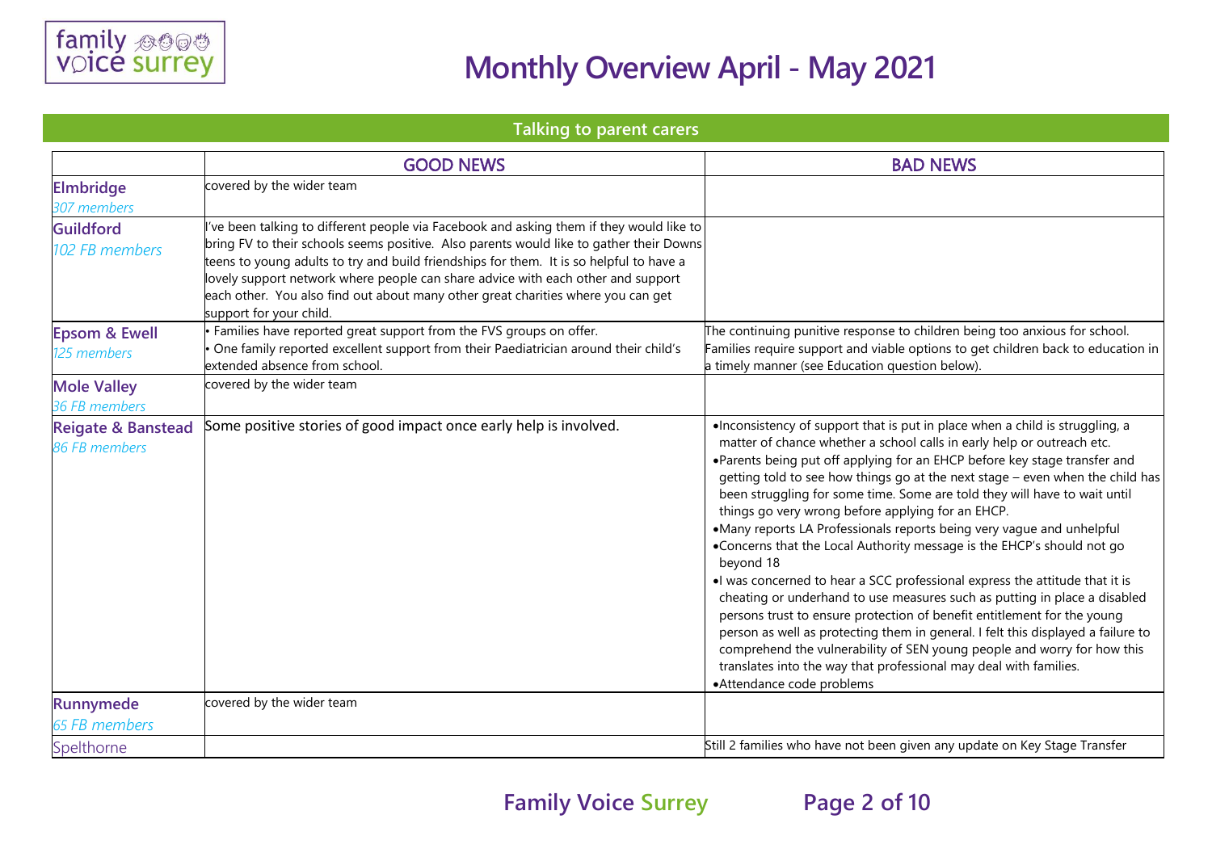# Monthly Overview April - May 2021

## Talking to parent carers

| | GOOD NEWS | BAD NEWS |
|---|---|---|
| **Elmbridge**<br>*307 members* | covered by the wider team | |
| **Guildford**<br>*102 FB members* | I've been talking to different people via Facebook and asking them if they would like to bring FV to their schools seems positive. Also parents would like to gather their Downs teens to young adults to try and build friendships for them. It is so helpful to have a lovely support network where people can share advice with each other and support each other. You also find out about many other great charities where you can get support for your child. | |
| **Epsom & Ewell**<br>*125 members* | • Families have reported great support from the FVS groups on offer.<br>• One family reported excellent support from their Paediatrician around their child's extended absence from school. | The continuing punitive response to children being too anxious for school. Families require support and viable options to get children back to education in a timely manner (see Education question below). |
| **Mole Valley**<br>*36 FB members* | covered by the wider team | |
| **Reigate & Banstead**<br>*86 FB members* | Some positive stories of good impact once early help is involved. | • Inconsistency of support that is put in place when a child is struggling, a matter of chance whether a school calls in early help or outreach etc.<br>• Parents being put off applying for an EHCP before key stage transfer and getting told to see how things go at the next stage – even when the child has been struggling for some time. Some are told they will have to wait until things go very wrong before applying for an EHCP.<br>• Many reports LA Professionals reports being very vague and unhelpful<br>• Concerns that the Local Authority message is the EHCP's should not go beyond 18<br>• I was concerned to hear a SCC professional express the attitude that it is cheating or underhand to use measures such as putting in place a disabled persons trust to ensure protection of benefit entitlement for the young person as well as protecting them in general. I felt this displayed a failure to comprehend the vulnerability of SEN young people and worry for how this translates into the way that professional may deal with families.<br>• Attendance code problems |
| **Runnymede**<br>*65 FB members* | covered by the wider team | |
| Spelthorne | | Still 2 families who have not been given any update on Key Stage Transfer |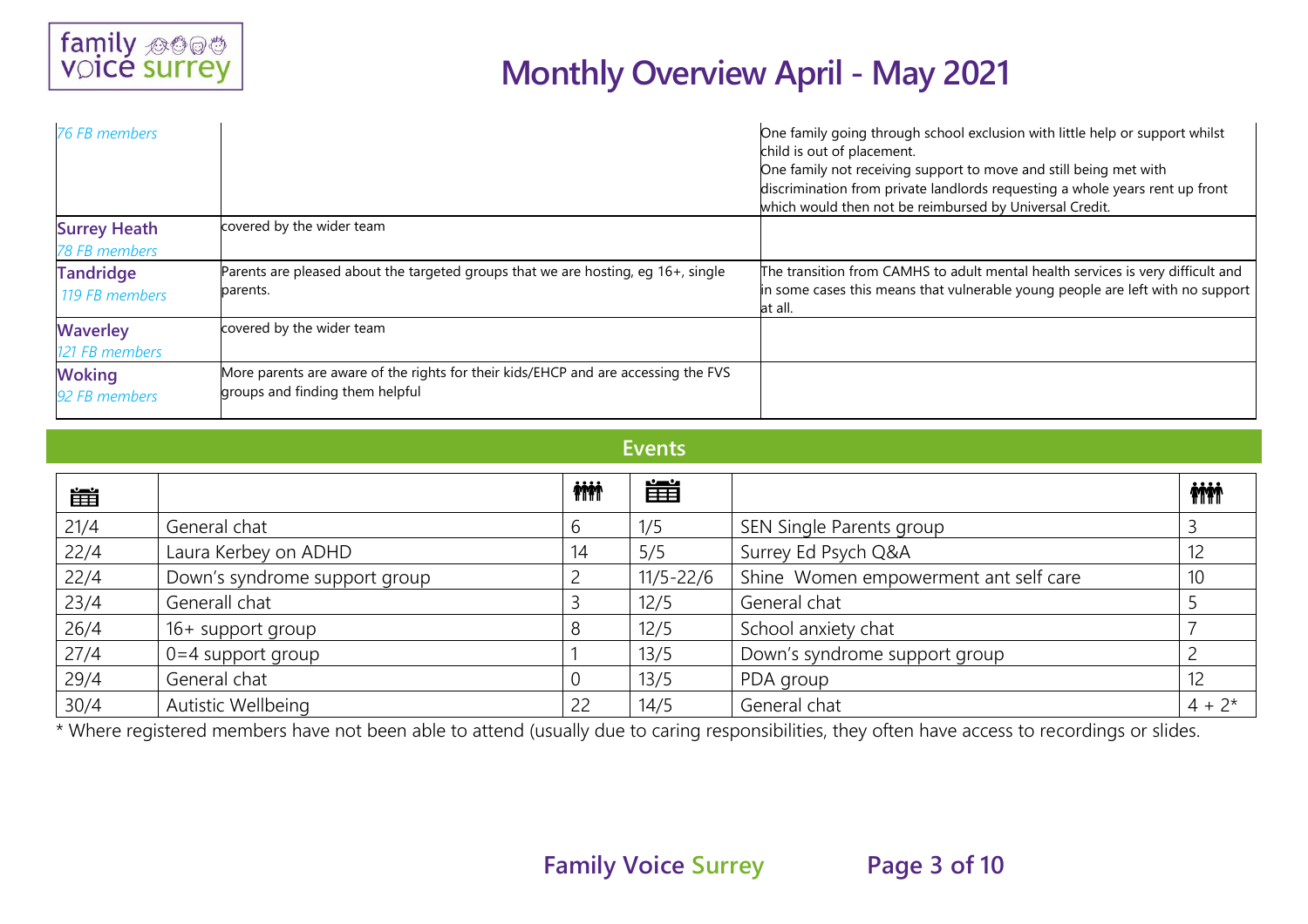# Monthly Overview April - May 2021

| | | |
|---|---|---|
| *76 FB members* | | One family going through school exclusion with little help or support whilst child is out of placement. One family not receiving support to move and still being met with discrimination from private landlords requesting a whole years rent up front which would then not be reimbursed by Universal Credit. |
| **Surrey Heath** *78 FB members* | covered by the wider team | |
| **Tandridge** *119 FB members* | Parents are pleased about the targeted groups that we are hosting, eg 16+, single parents. | The transition from CAMHS to adult mental health services is very difficult and in some cases this means that vulnerable young people are left with no support at all. |
| **Waverley** *121 FB members* | covered by the wider team | |
| **Woking** *92 FB members* | More parents are aware of the rights for their kids/EHCP and are accessing the FVS groups and finding them helpful | |

## Events

| Date | Event | Attendees | Date | Event | Attendees |
|---|---|---|---|---|---|
| 21/4 | General chat | 6 | 1/5 | SEN Single Parents group | 3 |
| 22/4 | Laura Kerbey on ADHD | 14 | 5/5 | Surrey Ed Psych Q&A | 12 |
| 22/4 | Down's syndrome support group | 2 | 11/5-22/6 | Shine Women empowerment ant self care | 10 |
| 23/4 | Generall chat | 3 | 12/5 | General chat | 5 |
| 26/4 | 16+ support group | 8 | 12/5 | School anxiety chat | 7 |
| 27/4 | 0=4 support group | 1 | 13/5 | Down's syndrome support group | 2 |
| 29/4 | General chat | 0 | 13/5 | PDA group | 12 |
| 30/4 | Autistic Wellbeing | 22 | 14/5 | General chat | 4 + 2* |

* Where registered members have not been able to attend (usually due to caring responsibilities, they often have access to recordings or slides.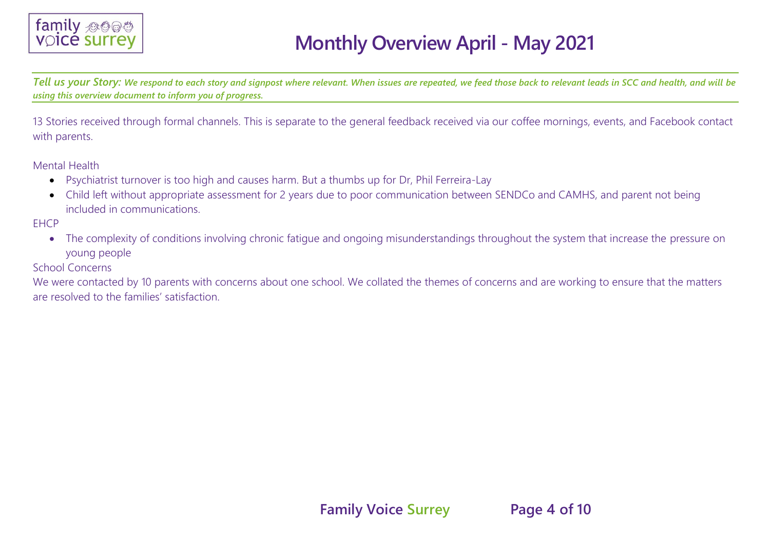# Monthly Overview April - May 2021

***Tell us your Story:** We respond to each story and signpost where relevant. When issues are repeated, we feed those back to relevant leads in SCC and health, and will be using this overview document to inform you of progress.*

13 Stories received through formal channels. This is separate to the general feedback received via our coffee mornings, events, and Facebook contact with parents.

Mental Health

- Psychiatrist turnover is too high and causes harm. But a thumbs up for Dr, Phil Ferreira-Lay
- Child left without appropriate assessment for 2 years due to poor communication between SENDCo and CAMHS, and parent not being included in communications.

EHCP

- The complexity of conditions involving chronic fatigue and ongoing misunderstandings throughout the system that increase the pressure on young people

School Concerns

We were contacted by 10 parents with concerns about one school. We collated the themes of concerns and are working to ensure that the matters are resolved to the families' satisfaction.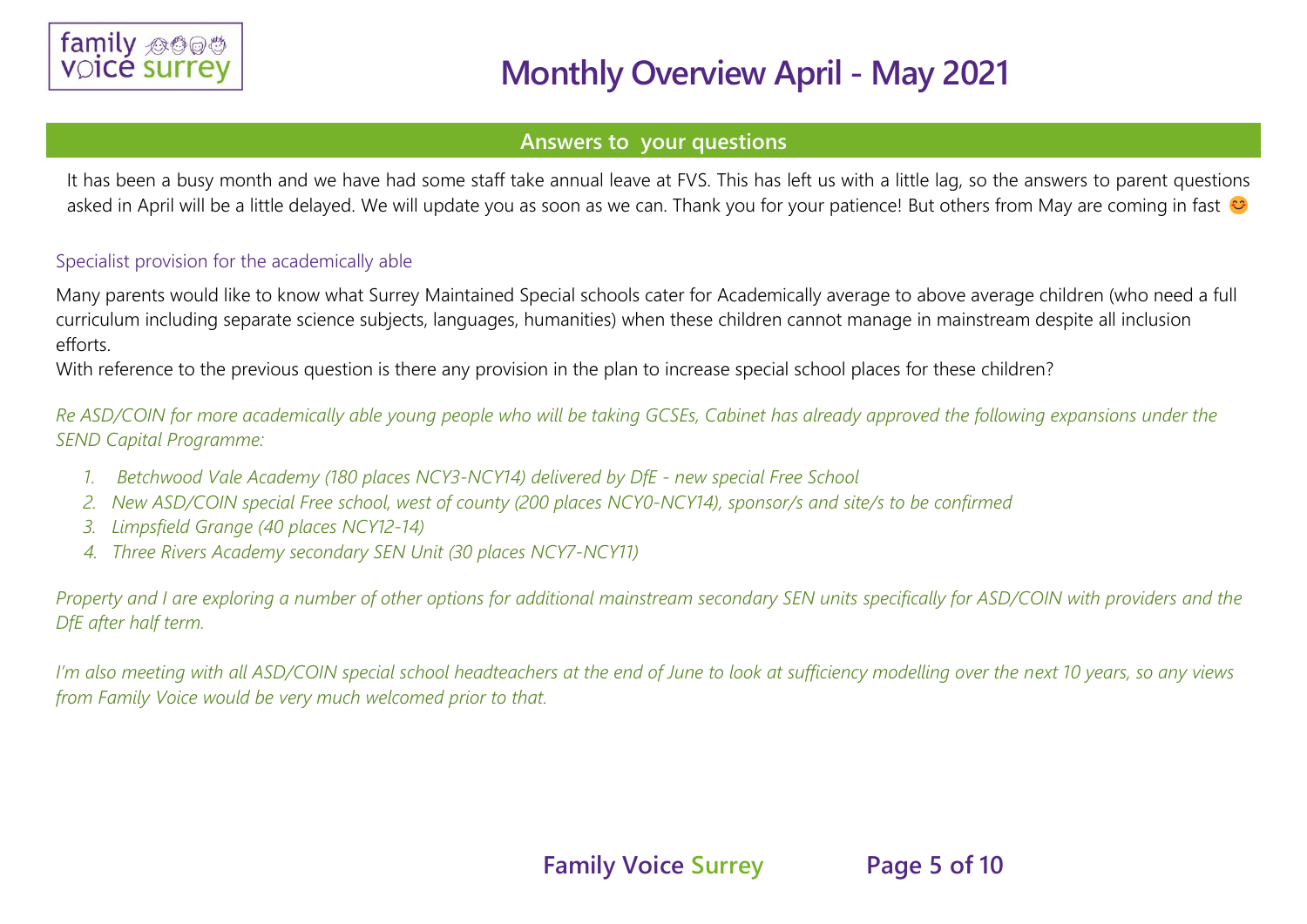# Monthly Overview April - May 2021

## Answers to your questions

It has been a busy month and we have had some staff take annual leave at FVS. This has left us with a little lag, so the answers to parent questions asked in April will be a little delayed. We will update you as soon as we can. Thank you for your patience! But others from May are coming in fast 😊

### Specialist provision for the academically able

Many parents would like to know what Surrey Maintained Special schools cater for Academically average to above average children (who need a full curriculum including separate science subjects, languages, humanities) when these children cannot manage in mainstream despite all inclusion efforts.

With reference to the previous question is there any provision in the plan to increase special school places for these children?

*Re ASD/COIN for more academically able young people who will be taking GCSEs, Cabinet has already approved the following expansions under the SEND Capital Programme:*

1. *Betchwood Vale Academy (180 places NCY3-NCY14) delivered by DfE - new special Free School*
2. *New ASD/COIN special Free school, west of county (200 places NCY0-NCY14), sponsor/s and site/s to be confirmed*
3. *Limpsfield Grange (40 places NCY12-14)*
4. *Three Rivers Academy secondary SEN Unit (30 places NCY7-NCY11)*

*Property and I are exploring a number of other options for additional mainstream secondary SEN units specifically for ASD/COIN with providers and the DfE after half term.*

*I'm also meeting with all ASD/COIN special school headteachers at the end of June to look at sufficiency modelling over the next 10 years, so any views from Family Voice would be very much welcomed prior to that.*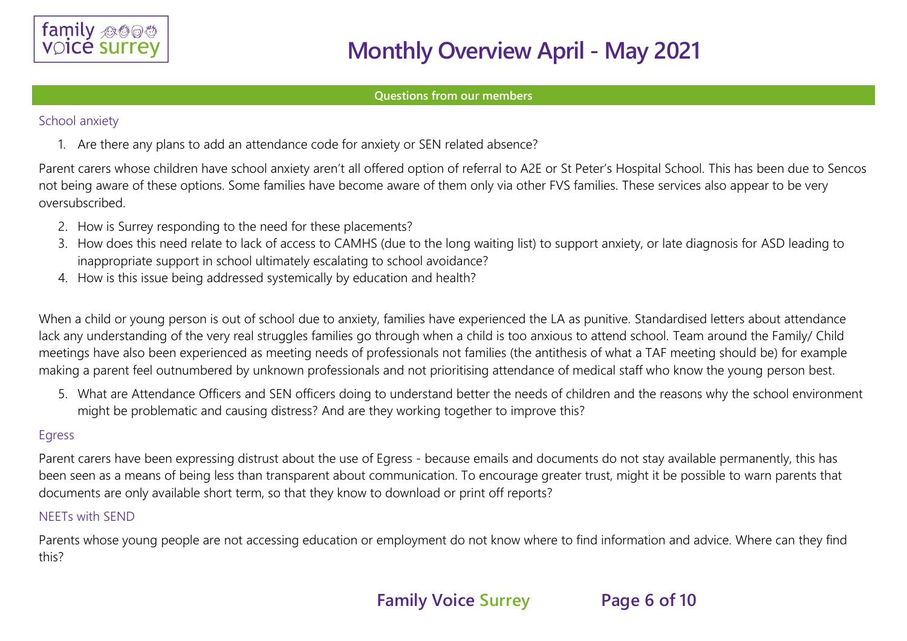## Questions from our members

### School anxiety

1. Are there any plans to add an attendance code for anxiety or SEN related absence?

Parent carers whose children have school anxiety aren't all offered option of referral to A2E or St Peter's Hospital School. This has been due to Sencos not being aware of these options. Some families have become aware of them only via other FVS families. These services also appear to be very oversubscribed.

2. How is Surrey responding to the need for these placements?
3. How does this need relate to lack of access to CAMHS (due to the long waiting list) to support anxiety, or late diagnosis for ASD leading to inappropriate support in school ultimately escalating to school avoidance?
4. How is this issue being addressed systemically by education and health?

When a child or young person is out of school due to anxiety, families have experienced the LA as punitive. Standardised letters about attendance lack any understanding of the very real struggles families go through when a child is too anxious to attend school. Team around the Family/ Child meetings have also been experienced as meeting needs of professionals not families (the antithesis of what a TAF meeting should be) for example making a parent feel outnumbered by unknown professionals and not prioritising attendance of medical staff who know the young person best.

5. What are Attendance Officers and SEN officers doing to understand better the needs of children and the reasons why the school environment might be problematic and causing distress? And are they working together to improve this?

### Egress

Parent carers have been expressing distrust about the use of Egress - because emails and documents do not stay available permanently, this has been seen as a means of being less than transparent about communication. To encourage greater trust, might it be possible to warn parents that documents are only available short term, so that they know to download or print off reports?

### NEETs with SEND

Parents whose young people are not accessing education or employment do not know where to find information and advice. Where can they find this?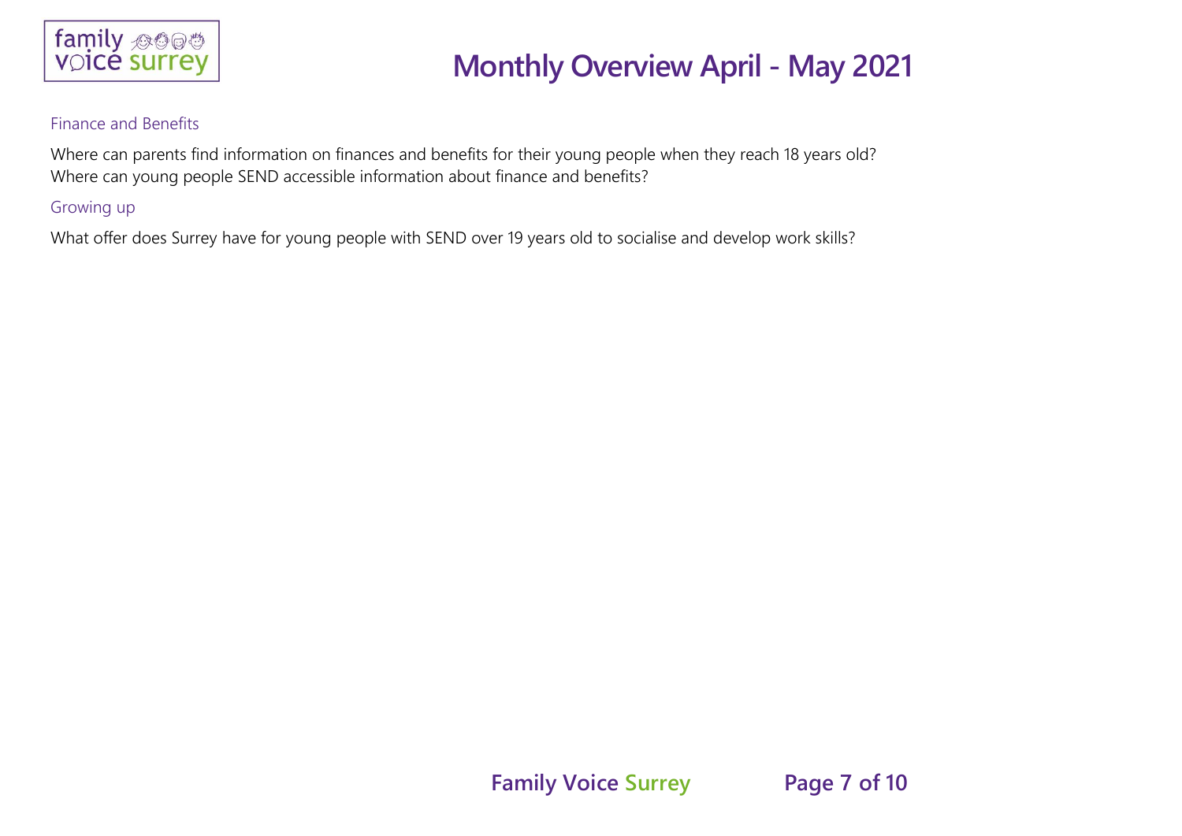### Finance and Benefits

Where can parents find information on finances and benefits for their young people when they reach 18 years old?
Where can young people SEND accessible information about finance and benefits?

### Growing up

What offer does Surrey have for young people with SEND over 19 years old to socialise and develop work skills?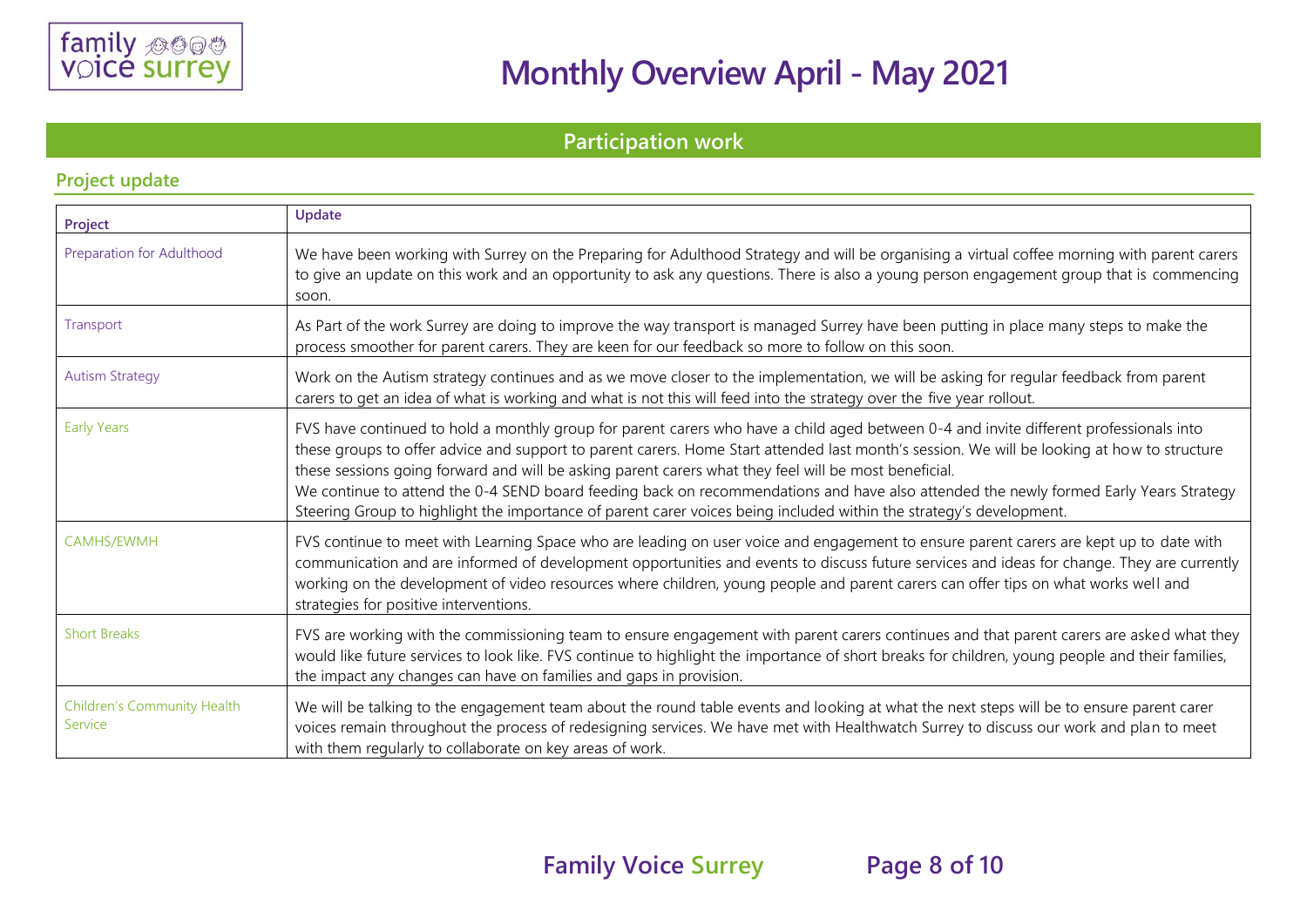# Monthly Overview April - May 2021

## Participation work

### Project update

| Project | Update |
|---|---|
| Preparation for Adulthood | We have been working with Surrey on the Preparing for Adulthood Strategy and will be organising a virtual coffee morning with parent carers to give an update on this work and an opportunity to ask any questions. There is also a young person engagement group that is commencing soon. |
| Transport | As Part of the work Surrey are doing to improve the way transport is managed Surrey have been putting in place many steps to make the process smoother for parent carers. They are keen for our feedback so more to follow on this soon. |
| Autism Strategy | Work on the Autism strategy continues and as we move closer to the implementation, we will be asking for regular feedback from parent carers to get an idea of what is working and what is not this will feed into the strategy over the five year rollout. |
| Early Years | FVS have continued to hold a monthly group for parent carers who have a child aged between 0-4 and invite different professionals into these groups to offer advice and support to parent carers. Home Start attended last month's session. We will be looking at how to structure these sessions going forward and will be asking parent carers what they feel will be most beneficial.<br>We continue to attend the 0-4 SEND board feeding back on recommendations and have also attended the newly formed Early Years Strategy Steering Group to highlight the importance of parent carer voices being included within the strategy's development. |
| CAMHS/EWMH | FVS continue to meet with Learning Space who are leading on user voice and engagement to ensure parent carers are kept up to date with communication and are informed of development opportunities and events to discuss future services and ideas for change. They are currently working on the development of video resources where children, young people and parent carers can offer tips on what works well and strategies for positive interventions. |
| Short Breaks | FVS are working with the commissioning team to ensure engagement with parent carers continues and that parent carers are asked what they would like future services to look like. FVS continue to highlight the importance of short breaks for children, young people and their families, the impact any changes can have on families and gaps in provision. |
| Children's Community Health Service | We will be talking to the engagement team about the round table events and looking at what the next steps will be to ensure parent carer voices remain throughout the process of redesigning services. We have met with Healthwatch Surrey to discuss our work and plan to meet with them regularly to collaborate on key areas of work. |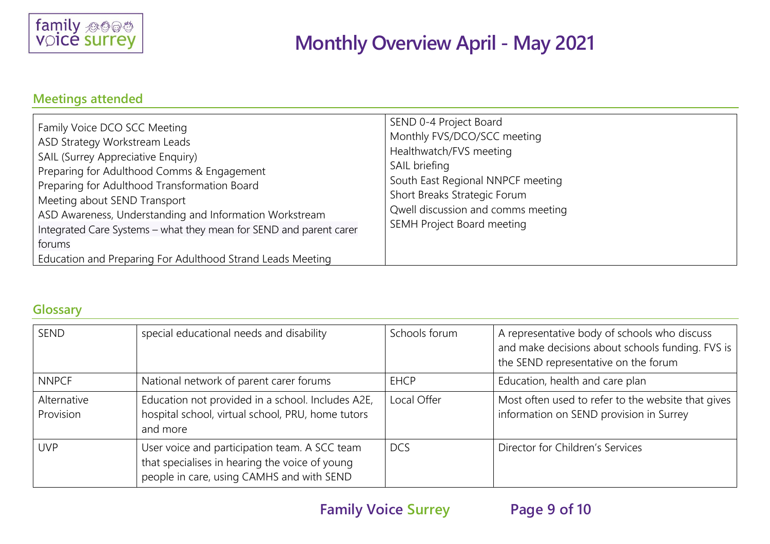## Meetings attended

| | |
|---|---|
| Family Voice DCO SCC Meeting<br>ASD Strategy Workstream Leads<br>SAIL (Surrey Appreciative Enquiry)<br>Preparing for Adulthood Comms & Engagement<br>Preparing for Adulthood Transformation Board<br>Meeting about SEND Transport<br>ASD Awareness, Understanding and Information Workstream<br>Integrated Care Systems – what they mean for SEND and parent carer forums<br>Education and Preparing For Adulthood Strand Leads Meeting | SEND 0-4 Project Board<br>Monthly FVS/DCO/SCC meeting<br>Healthwatch/FVS meeting<br>SAIL briefing<br>South East Regional NNPCF meeting<br>Short Breaks Strategic Forum<br>Qwell discussion and comms meeting<br>SEMH Project Board meeting |

## Glossary

| | | | |
|---|---|---|---|
| SEND | special educational needs and disability | Schools forum | A representative body of schools who discuss and make decisions about schools funding. FVS is the SEND representative on the forum |
| NNPCF | National network of parent carer forums | EHCP | Education, health and care plan |
| Alternative Provision | Education not provided in a school. Includes A2E, hospital school, virtual school, PRU, home tutors and more | Local Offer | Most often used to refer to the website that gives information on SEND provision in Surrey |
| UVP | User voice and participation team. A SCC team that specialises in hearing the voice of young people in care, using CAMHS and with SEND | DCS | Director for Children's Services |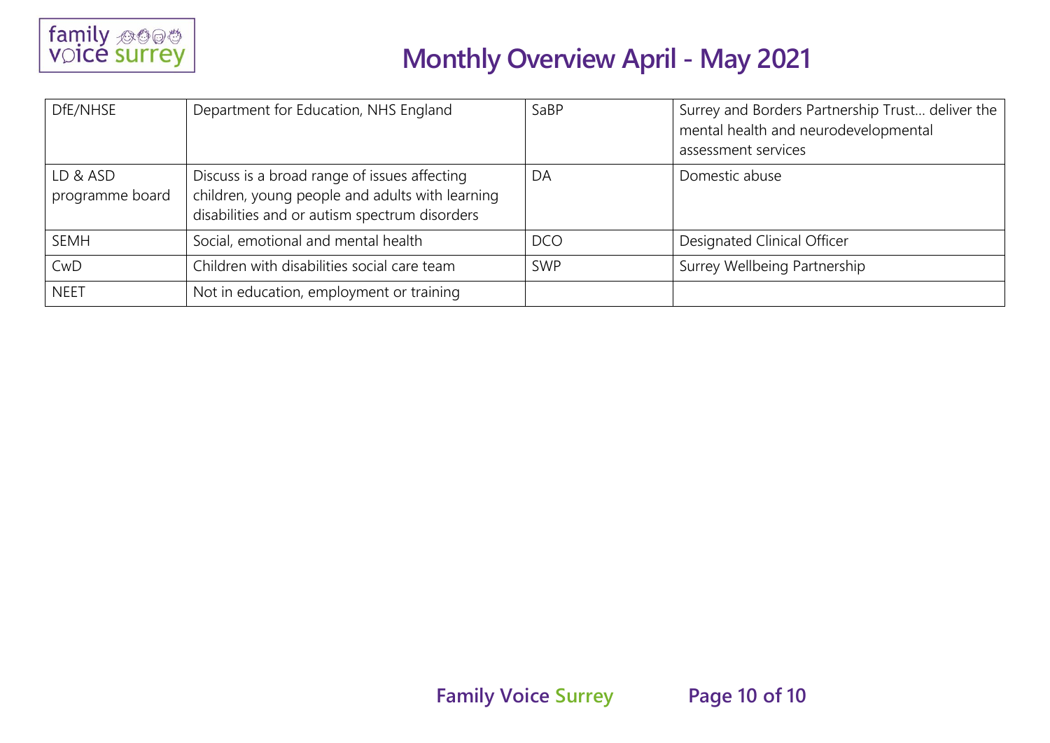| | | | |
|---|---|---|---|
| DfE/NHSE | Department for Education, NHS England | SaBP | Surrey and Borders Partnership Trust… deliver the mental health and neurodevelopmental assessment services |
| LD & ASD programme board | Discuss is a broad range of issues affecting children, young people and adults with learning disabilities and or autism spectrum disorders | DA | Domestic abuse |
| SEMH | Social, emotional and mental health | DCO | Designated Clinical Officer |
| CwD | Children with disabilities social care team | SWP | Surrey Wellbeing Partnership |
| NEET | Not in education, employment or training | | |